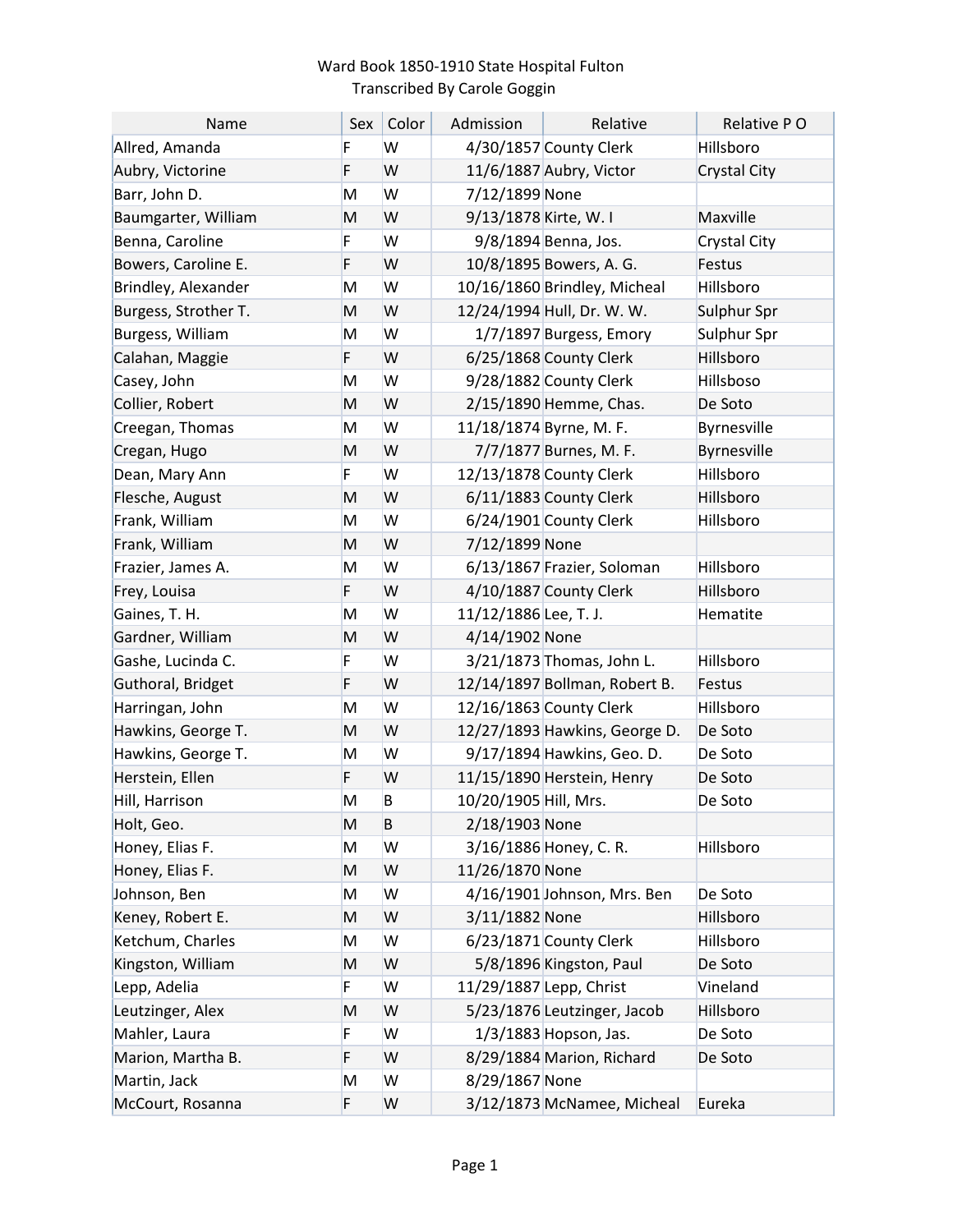Ward Book 1850-1910 State Hospital Fulton
Transcribed By Carole Goggin

| Name | Sex | Color | Admission | Relative | Relative P O |
|---|---|---|---|---|---|
| Allred, Amanda | F | W | 4/30/1857 | County Clerk | Hillsboro |
| Aubry, Victorine | F | W | 11/6/1887 | Aubry, Victor | Crystal City |
| Barr, John D. | M | W | 7/12/1899 | None | |
| Baumgarter, William | M | W | 9/13/1878 | Kirte, W. I | Maxville |
| Benna, Caroline | F | W | 9/8/1894 | Benna, Jos. | Crystal City |
| Bowers, Caroline E. | F | W | 10/8/1895 | Bowers, A. G. | Festus |
| Brindley, Alexander | M | W | 10/16/1860 | Brindley, Micheal | Hillsboro |
| Burgess, Strother T. | M | W | 12/24/1994 | Hull, Dr. W. W. | Sulphur Spr |
| Burgess, William | M | W | 1/7/1897 | Burgess, Emory | Sulphur Spr |
| Calahan, Maggie | F | W | 6/25/1868 | County Clerk | Hillsboro |
| Casey, John | M | W | 9/28/1882 | County Clerk | Hillsboso |
| Collier, Robert | M | W | 2/15/1890 | Hemme, Chas. | De Soto |
| Creegan, Thomas | M | W | 11/18/1874 | Byrne, M. F. | Byrnesville |
| Cregan, Hugo | M | W | 7/7/1877 | Burnes, M. F. | Byrnesville |
| Dean, Mary Ann | F | W | 12/13/1878 | County Clerk | Hillsboro |
| Flesche, August | M | W | 6/11/1883 | County Clerk | Hillsboro |
| Frank, William | M | W | 6/24/1901 | County Clerk | Hillsboro |
| Frank, William | M | W | 7/12/1899 | None | |
| Frazier, James A. | M | W | 6/13/1867 | Frazier, Soloman | Hillsboro |
| Frey, Louisa | F | W | 4/10/1887 | County Clerk | Hillsboro |
| Gaines, T. H. | M | W | 11/12/1886 | Lee, T. J. | Hematite |
| Gardner, William | M | W | 4/14/1902 | None | |
| Gashe, Lucinda C. | F | W | 3/21/1873 | Thomas, John L. | Hillsboro |
| Guthoral, Bridget | F | W | 12/14/1897 | Bollman, Robert B. | Festus |
| Harringan, John | M | W | 12/16/1863 | County Clerk | Hillsboro |
| Hawkins, George T. | M | W | 12/27/1893 | Hawkins, George D. | De Soto |
| Hawkins, George T. | M | W | 9/17/1894 | Hawkins, Geo. D. | De Soto |
| Herstein, Ellen | F | W | 11/15/1890 | Herstein, Henry | De Soto |
| Hill, Harrison | M | B | 10/20/1905 | Hill, Mrs. | De Soto |
| Holt, Geo. | M | B | 2/18/1903 | None | |
| Honey, Elias F. | M | W | 3/16/1886 | Honey, C. R. | Hillsboro |
| Honey, Elias F. | M | W | 11/26/1870 | None | |
| Johnson, Ben | M | W | 4/16/1901 | Johnson, Mrs. Ben | De Soto |
| Keney, Robert E. | M | W | 3/11/1882 | None | Hillsboro |
| Ketchum, Charles | M | W | 6/23/1871 | County Clerk | Hillsboro |
| Kingston, William | M | W | 5/8/1896 | Kingston, Paul | De Soto |
| Lepp, Adelia | F | W | 11/29/1887 | Lepp, Christ | Vineland |
| Leutzinger, Alex | M | W | 5/23/1876 | Leutzinger, Jacob | Hillsboro |
| Mahler, Laura | F | W | 1/3/1883 | Hopson, Jas. | De Soto |
| Marion, Martha B. | F | W | 8/29/1884 | Marion, Richard | De Soto |
| Martin, Jack | M | W | 8/29/1867 | None | |
| McCourt, Rosanna | F | W | 3/12/1873 | McNamee, Micheal | Eureka |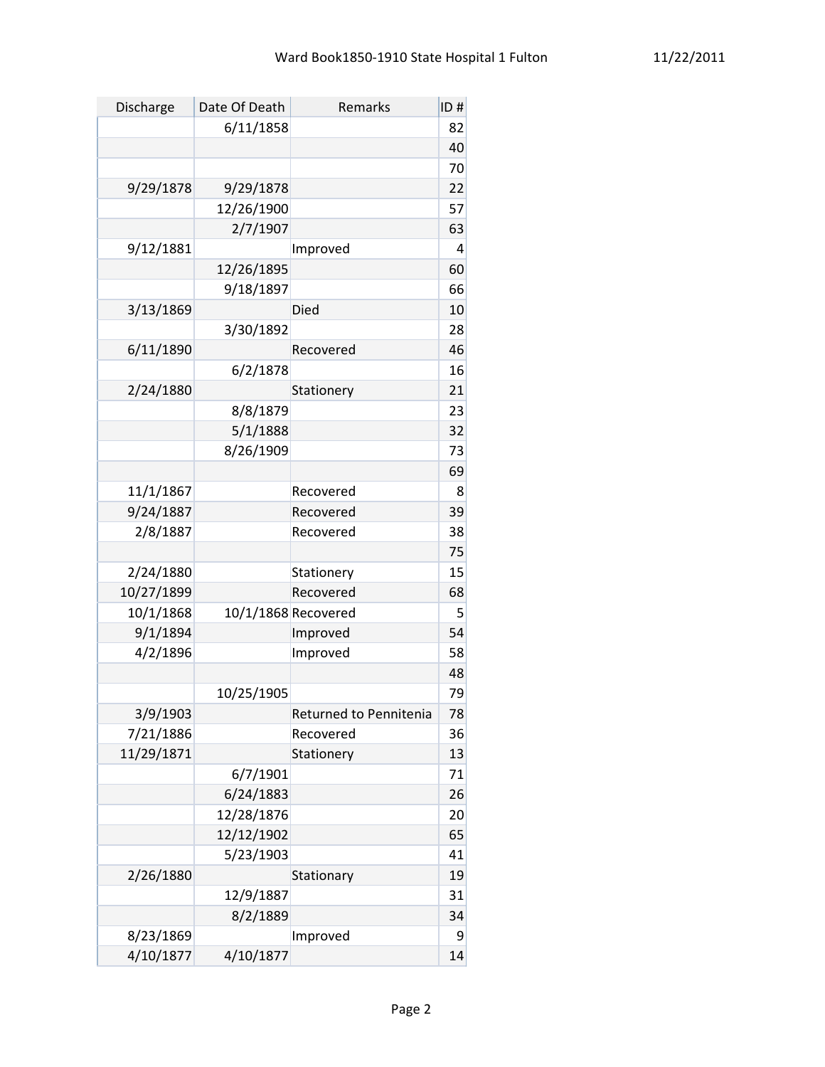| Discharge | Date Of Death | Remarks | ID # |
|---|---|---|---|
| | 6/11/1858 | | 82 |
| | | | 40 |
| | | | 70 |
| 9/29/1878 | 9/29/1878 | | 22 |
| | 12/26/1900 | | 57 |
| | 2/7/1907 | | 63 |
| 9/12/1881 | | Improved | 4 |
| | 12/26/1895 | | 60 |
| | 9/18/1897 | | 66 |
| 3/13/1869 | | Died | 10 |
| | 3/30/1892 | | 28 |
| 6/11/1890 | | Recovered | 46 |
| | 6/2/1878 | | 16 |
| 2/24/1880 | | Stationery | 21 |
| | 8/8/1879 | | 23 |
| | 5/1/1888 | | 32 |
| | 8/26/1909 | | 73 |
| | | | 69 |
| 11/1/1867 | | Recovered | 8 |
| 9/24/1887 | | Recovered | 39 |
| 2/8/1887 | | Recovered | 38 |
| | | | 75 |
| 2/24/1880 | | Stationery | 15 |
| 10/27/1899 | | Recovered | 68 |
| 10/1/1868 | 10/1/1868 | Recovered | 5 |
| 9/1/1894 | | Improved | 54 |
| 4/2/1896 | | Improved | 58 |
| | | | 48 |
| | 10/25/1905 | | 79 |
| 3/9/1903 | | Returned to Pennitenia | 78 |
| 7/21/1886 | | Recovered | 36 |
| 11/29/1871 | | Stationery | 13 |
| | 6/7/1901 | | 71 |
| | 6/24/1883 | | 26 |
| | 12/28/1876 | | 20 |
| | 12/12/1902 | | 65 |
| | 5/23/1903 | | 41 |
| 2/26/1880 | | Stationary | 19 |
| | 12/9/1887 | | 31 |
| | 8/2/1889 | | 34 |
| 8/23/1869 | | Improved | 9 |
| 4/10/1877 | 4/10/1877 | | 14 |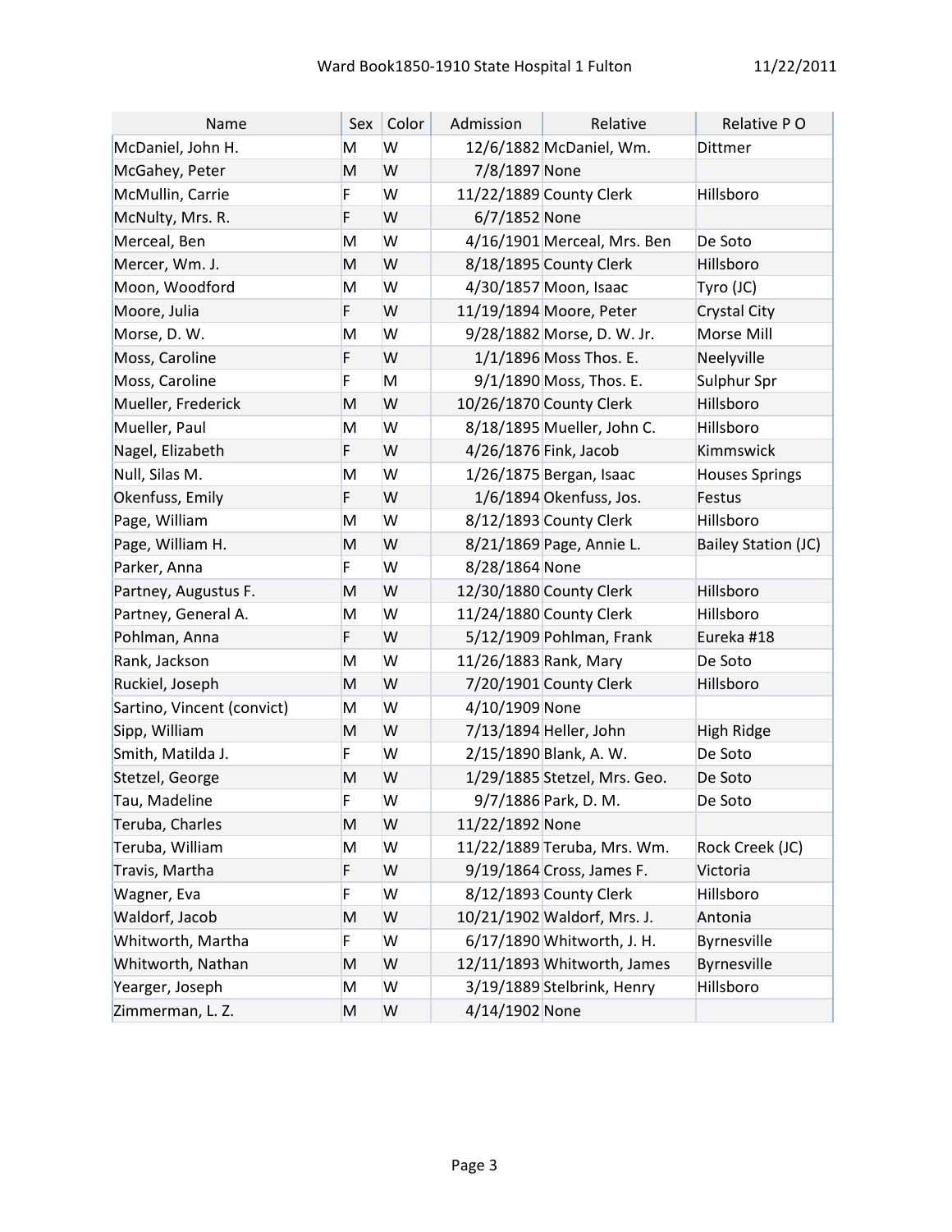| Name | Sex | Color | Admission | Relative | Relative P O |
|---|---|---|---|---|---|
| McDaniel, John H. | M | W | 12/6/1882 | McDaniel, Wm. | Dittmer |
| McGahey, Peter | M | W | 7/8/1897 | None | |
| McMullin, Carrie | F | W | 11/22/1889 | County Clerk | Hillsboro |
| McNulty, Mrs. R. | F | W | 6/7/1852 | None | |
| Merceal, Ben | M | W | 4/16/1901 | Merceal, Mrs. Ben | De Soto |
| Mercer, Wm. J. | M | W | 8/18/1895 | County Clerk | Hillsboro |
| Moon, Woodford | M | W | 4/30/1857 | Moon, Isaac | Tyro (JC) |
| Moore, Julia | F | W | 11/19/1894 | Moore, Peter | Crystal City |
| Morse, D. W. | M | W | 9/28/1882 | Morse, D. W. Jr. | Morse Mill |
| Moss, Caroline | F | W | 1/1/1896 | Moss Thos. E. | Neelyville |
| Moss, Caroline | F | M | 9/1/1890 | Moss, Thos. E. | Sulphur Spr |
| Mueller, Frederick | M | W | 10/26/1870 | County Clerk | Hillsboro |
| Mueller, Paul | M | W | 8/18/1895 | Mueller, John C. | Hillsboro |
| Nagel, Elizabeth | F | W | 4/26/1876 | Fink, Jacob | Kimmswick |
| Null, Silas M. | M | W | 1/26/1875 | Bergan, Isaac | Houses Springs |
| Okenfuss, Emily | F | W | 1/6/1894 | Okenfuss, Jos. | Festus |
| Page, William | M | W | 8/12/1893 | County Clerk | Hillsboro |
| Page, William H. | M | W | 8/21/1869 | Page, Annie L. | Bailey Station (JC) |
| Parker, Anna | F | W | 8/28/1864 | None | |
| Partney, Augustus F. | M | W | 12/30/1880 | County Clerk | Hillsboro |
| Partney, General A. | M | W | 11/24/1880 | County Clerk | Hillsboro |
| Pohlman, Anna | F | W | 5/12/1909 | Pohlman, Frank | Eureka #18 |
| Rank, Jackson | M | W | 11/26/1883 | Rank, Mary | De Soto |
| Ruckiel, Joseph | M | W | 7/20/1901 | County Clerk | Hillsboro |
| Sartino, Vincent (convict) | M | W | 4/10/1909 | None | |
| Sipp, William | M | W | 7/13/1894 | Heller, John | High Ridge |
| Smith, Matilda J. | F | W | 2/15/1890 | Blank, A. W. | De Soto |
| Stetzel, George | M | W | 1/29/1885 | Stetzel, Mrs. Geo. | De Soto |
| Tau, Madeline | F | W | 9/7/1886 | Park, D. M. | De Soto |
| Teruba, Charles | M | W | 11/22/1892 | None | |
| Teruba, William | M | W | 11/22/1889 | Teruba, Mrs. Wm. | Rock Creek (JC) |
| Travis, Martha | F | W | 9/19/1864 | Cross, James F. | Victoria |
| Wagner, Eva | F | W | 8/12/1893 | County Clerk | Hillsboro |
| Waldorf, Jacob | M | W | 10/21/1902 | Waldorf, Mrs. J. | Antonia |
| Whitworth, Martha | F | W | 6/17/1890 | Whitworth, J. H. | Byrnesville |
| Whitworth, Nathan | M | W | 12/11/1893 | Whitworth, James | Byrnesville |
| Yearger, Joseph | M | W | 3/19/1889 | Stelbrink, Henry | Hillsboro |
| Zimmerman, L. Z. | M | W | 4/14/1902 | None | |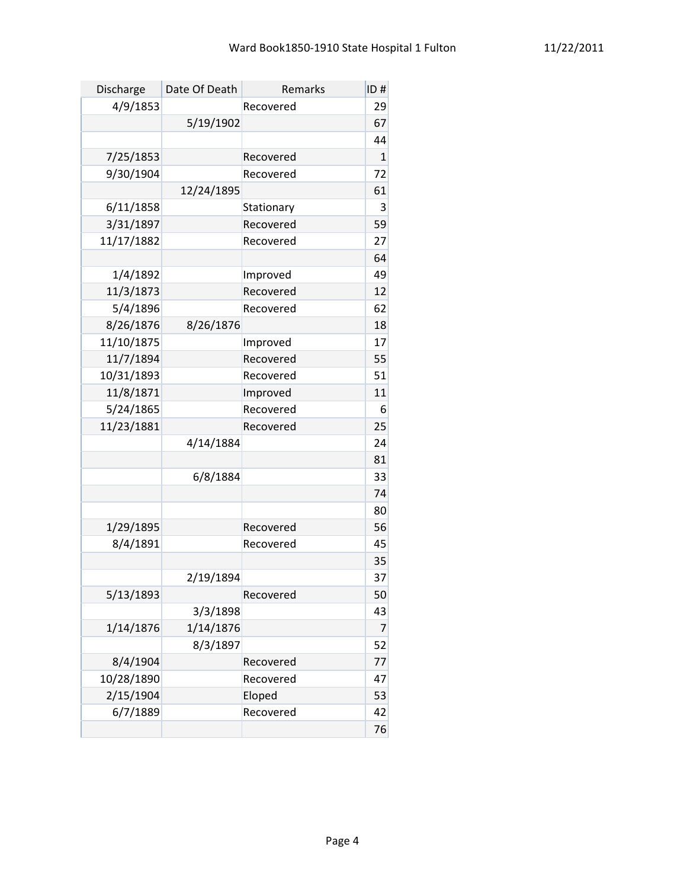| Discharge | Date Of Death | Remarks | ID # |
|---|---|---|---|
| 4/9/1853 | | Recovered | 29 |
| | 5/19/1902 | | 67 |
| | | | 44 |
| 7/25/1853 | | Recovered | 1 |
| 9/30/1904 | | Recovered | 72 |
| | 12/24/1895 | | 61 |
| 6/11/1858 | | Stationary | 3 |
| 3/31/1897 | | Recovered | 59 |
| 11/17/1882 | | Recovered | 27 |
| | | | 64 |
| 1/4/1892 | | Improved | 49 |
| 11/3/1873 | | Recovered | 12 |
| 5/4/1896 | | Recovered | 62 |
| 8/26/1876 | 8/26/1876 | | 18 |
| 11/10/1875 | | Improved | 17 |
| 11/7/1894 | | Recovered | 55 |
| 10/31/1893 | | Recovered | 51 |
| 11/8/1871 | | Improved | 11 |
| 5/24/1865 | | Recovered | 6 |
| 11/23/1881 | | Recovered | 25 |
| | 4/14/1884 | | 24 |
| | | | 81 |
| | 6/8/1884 | | 33 |
| | | | 74 |
| | | | 80 |
| 1/29/1895 | | Recovered | 56 |
| 8/4/1891 | | Recovered | 45 |
| | | | 35 |
| | 2/19/1894 | | 37 |
| 5/13/1893 | | Recovered | 50 |
| | 3/3/1898 | | 43 |
| 1/14/1876 | 1/14/1876 | | 7 |
| | 8/3/1897 | | 52 |
| 8/4/1904 | | Recovered | 77 |
| 10/28/1890 | | Recovered | 47 |
| 2/15/1904 | | Eloped | 53 |
| 6/7/1889 | | Recovered | 42 |
| | | | 76 |